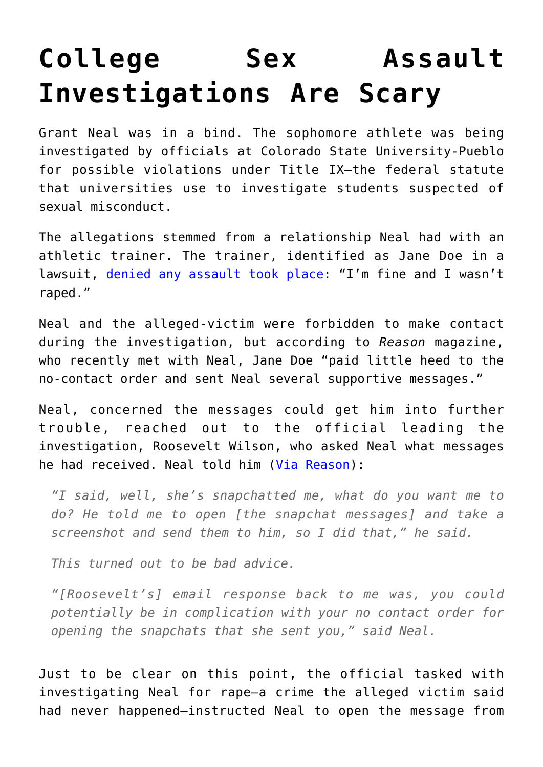# College Sex Assault Investigations Are Scary

Grant Neal was in a bind. The sophomore athlete was being investigated by officials at Colorado State University-Pueblo for possible violations under Title IX—the federal statute that universities use to investigate students suspected of sexual misconduct.

The allegations stemmed from a relationship Neal had with an athletic trainer. The trainer, identified as Jane Doe in a lawsuit, [denied any assault took place](): "I'm fine and I wasn't raped."

Neal and the alleged-victim were forbidden to make contact during the investigation, but according to *Reason* magazine, who recently met with Neal, Jane Doe "paid little heed to the no-contact order and sent Neal several supportive messages."

Neal, concerned the messages could get him into further trouble, reached out to the official leading the investigation, Roosevelt Wilson, who asked Neal what messages he had received. Neal told him ([Via Reason]()):

> *"I said, well, she's snapchatted me, what do you want me to do? He told me to open [the snapchat messages] and take a screenshot and send them to him, so I did that," he said.*
>
> *This turned out to be bad advice.*
>
> *"[Roosevelt's] email response back to me was, you could potentially be in complication with your no contact order for opening the snapchats that she sent you," said Neal.*

Just to be clear on this point, the official tasked with investigating Neal for rape—a crime the alleged victim said had never happened—instructed Neal to open the message from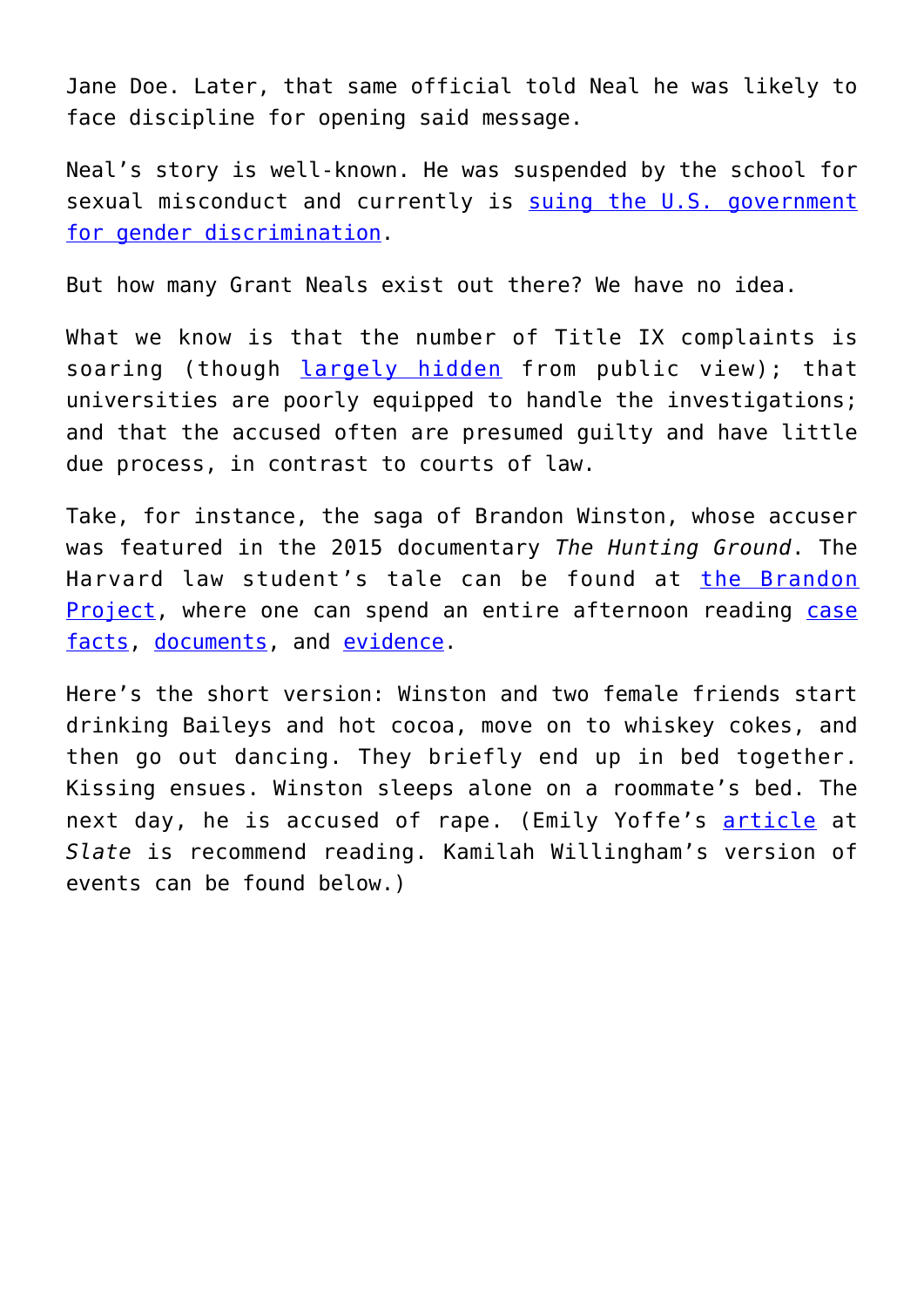Jane Doe. Later, that same official told Neal he was likely to face discipline for opening said message.

Neal's story is well-known. He was suspended by the school for sexual misconduct and currently is suing the U.S. government for gender discrimination.

But how many Grant Neals exist out there? We have no idea.

What we know is that the number of Title IX complaints is soaring (though largely hidden from public view); that universities are poorly equipped to handle the investigations; and that the accused often are presumed guilty and have little due process, in contrast to courts of law.

Take, for instance, the saga of Brandon Winston, whose accuser was featured in the 2015 documentary *The Hunting Ground*. The Harvard law student's tale can be found at the Brandon Project, where one can spend an entire afternoon reading case facts, documents, and evidence.

Here's the short version: Winston and two female friends start drinking Baileys and hot cocoa, move on to whiskey cokes, and then go out dancing. They briefly end up in bed together. Kissing ensues. Winston sleeps alone on a roommate's bed. The next day, he is accused of rape. (Emily Yoffe's article at *Slate* is recommend reading. Kamilah Willingham's version of events can be found below.)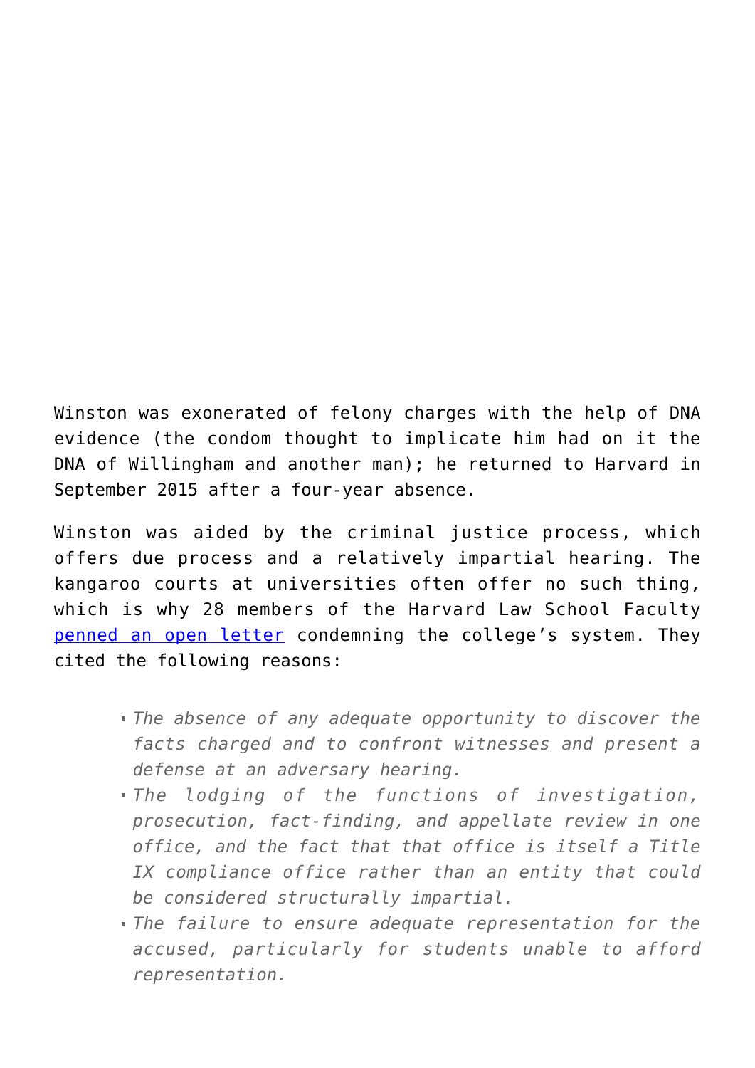Winston was exonerated of felony charges with the help of DNA evidence (the condom thought to implicate him had on it the DNA of Willingham and another man); he returned to Harvard in September 2015 after a four-year absence.

Winston was aided by the criminal justice process, which offers due process and a relatively impartial hearing. The kangaroo courts at universities often offer no such thing, which is why 28 members of the Harvard Law School Faculty penned an open letter condemning the college's system. They cited the following reasons:

- *The absence of any adequate opportunity to discover the facts charged and to confront witnesses and present a defense at an adversary hearing.*
- *The lodging of the functions of investigation, prosecution, fact-finding, and appellate review in one office, and the fact that that office is itself a Title IX compliance office rather than an entity that could be considered structurally impartial.*
- *The failure to ensure adequate representation for the accused, particularly for students unable to afford representation.*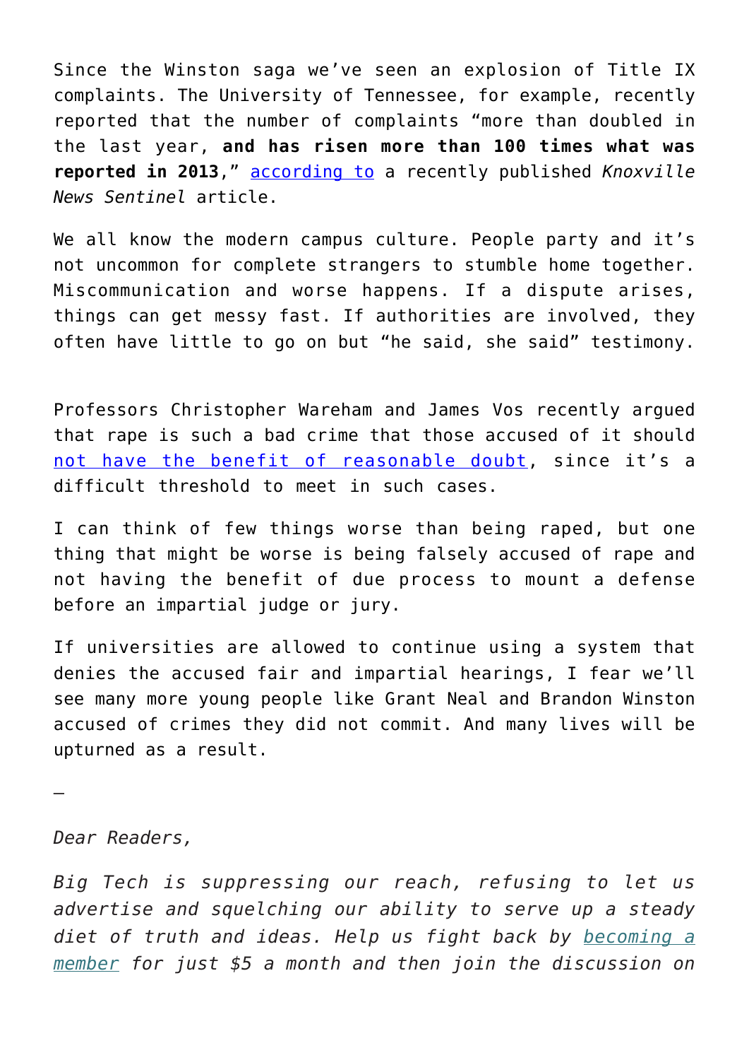Since the Winston saga we've seen an explosion of Title IX complaints. The University of Tennessee, for example, recently reported that the number of complaints "more than doubled in the last year, **and has risen more than 100 times what was reported in 2013**," according to a recently published *Knoxville News Sentinel* article.

We all know the modern campus culture. People party and it's not uncommon for complete strangers to stumble home together. Miscommunication and worse happens. If a dispute arises, things can get messy fast. If authorities are involved, they often have little to go on but "he said, she said" testimony.

Professors Christopher Wareham and James Vos recently argued that rape is such a bad crime that those accused of it should not have the benefit of reasonable doubt, since it's a difficult threshold to meet in such cases.

I can think of few things worse than being raped, but one thing that might be worse is being falsely accused of rape and not having the benefit of due process to mount a defense before an impartial judge or jury.

If universities are allowed to continue using a system that denies the accused fair and impartial hearings, I fear we'll see many more young people like Grant Neal and Brandon Winston accused of crimes they did not commit. And many lives will be upturned as a result.

—

*Dear Readers,*

*Big Tech is suppressing our reach, refusing to let us advertise and squelching our ability to serve up a steady diet of truth and ideas. Help us fight back by becoming a member for just $5 a month and then join the discussion on*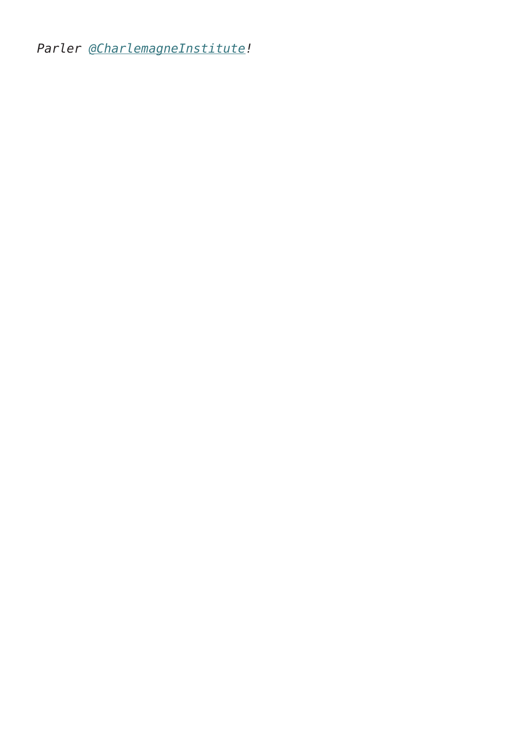*Parler [@CharlemagneInstitute](@CharlemagneInstitute)!*